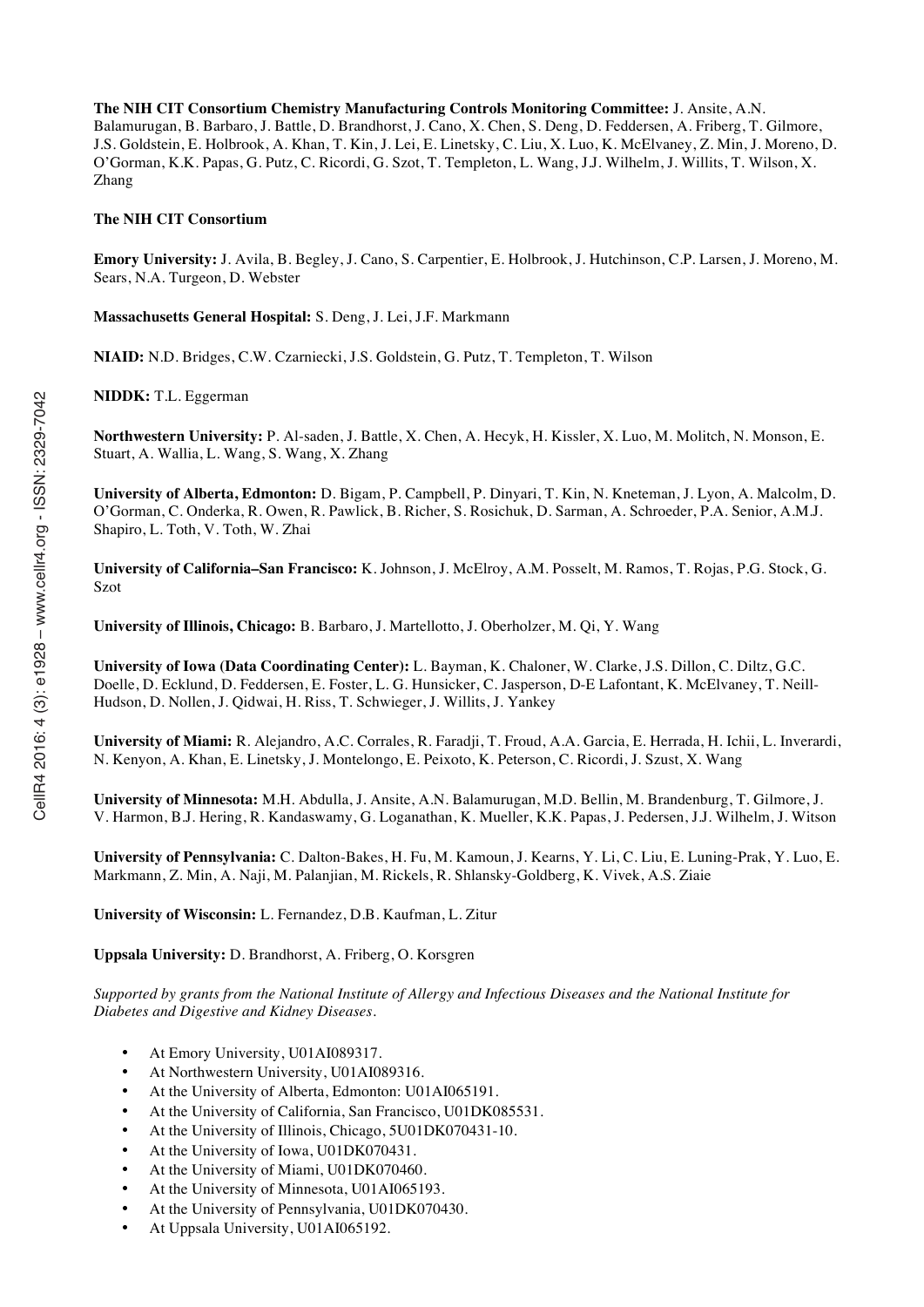**The NIH CIT Consortium Chemistry Manufacturing Controls Monitoring Committee:** J. Ansite, A.N. Balamurugan, B. Barbaro, J. Battle, D. Brandhorst, J. Cano, X. Chen, S. Deng, D. Feddersen, A. Friberg, T. Gilmore, J.S. Goldstein, E. Holbrook, A. Khan, T. Kin, J. Lei, E. Linetsky, C. Liu, X. Luo, K. McElvaney, Z. Min, J. Moreno, D. O'Gorman, K.K. Papas, G. Putz, C. Ricordi, G. Szot, T. Templeton, L. Wang, J.J. Wilhelm, J. Willits, T. Wilson, X. Zhang

**The NIH CIT Consortium**

**Emory University:** J. Avila, B. Begley, J. Cano, S. Carpentier, E. Holbrook, J. Hutchinson, C.P. Larsen, J. Moreno, M. Sears, N.A. Turgeon, D. Webster

**Massachusetts General Hospital:** S. Deng, J. Lei, J.F. Markmann

**NIAID:** N.D. Bridges, C.W. Czarniecki, J.S. Goldstein, G. Putz, T. Templeton, T. Wilson

**NIDDK:** T.L. Eggerman

**Northwestern University:** P. Al-saden, J. Battle, X. Chen, A. Hecyk, H. Kissler, X. Luo, M. Molitch, N. Monson, E. Stuart, A. Wallia, L. Wang, S. Wang, X. Zhang

**University of Alberta, Edmonton:** D. Bigam, P. Campbell, P. Dinyari, T. Kin, N. Kneteman, J. Lyon, A. Malcolm, D. O'Gorman, C. Onderka, R. Owen, R. Pawlick, B. Richer, S. Rosichuk, D. Sarman, A. Schroeder, P.A. Senior, A.M.J. Shapiro, L. Toth, V. Toth, W. Zhai

**University of California–San Francisco:** K. Johnson, J. McElroy, A.M. Posselt, M. Ramos, T. Rojas, P.G. Stock, G. Szot

**University of Illinois, Chicago:** B. Barbaro, J. Martellotto, J. Oberholzer, M. Qi, Y. Wang

**University of Iowa (Data Coordinating Center):** L. Bayman, K. Chaloner, W. Clarke, J.S. Dillon, C. Diltz, G.C. Doelle, D. Ecklund, D. Feddersen, E. Foster, L. G. Hunsicker, C. Jasperson, D-E Lafontant, K. McElvaney, T. Neill-Hudson, D. Nollen, J. Qidwai, H. Riss, T. Schwieger, J. Willits, J. Yankey

**University of Miami:** R. Alejandro, A.C. Corrales, R. Faradji, T. Froud, A.A. Garcia, E. Herrada, H. Ichii, L. Inverardi, N. Kenyon, A. Khan, E. Linetsky, J. Montelongo, E. Peixoto, K. Peterson, C. Ricordi, J. Szust, X. Wang

**University of Minnesota:** M.H. Abdulla, J. Ansite, A.N. Balamurugan, M.D. Bellin, M. Brandenburg, T. Gilmore, J. V. Harmon, B.J. Hering, R. Kandaswamy, G. Loganathan, K. Mueller, K.K. Papas, J. Pedersen, J.J. Wilhelm, J. Witson

**University of Pennsylvania:** C. Dalton-Bakes, H. Fu, M. Kamoun, J. Kearns, Y. Li, C. Liu, E. Luning-Prak, Y. Luo, E. Markmann, Z. Min, A. Naji, M. Palanjian, M. Rickels, R. Shlansky-Goldberg, K. Vivek, A.S. Ziaie

**University of Wisconsin:** L. Fernandez, D.B. Kaufman, L. Zitur

**Uppsala University:** D. Brandhorst, A. Friberg, O. Korsgren

*Supported by grants from the National Institute of Allergy and Infectious Diseases and the National Institute for Diabetes and Digestive and Kidney Diseases.*

- At Emory University, U01AI089317.
- At Northwestern University, U01AI089316.
- At the University of Alberta, Edmonton: U01AI065191.
- At the University of California, San Francisco, U01DK085531.
- At the University of Illinois, Chicago, 5U01DK070431-10.
- At the University of Iowa, U01DK070431.
- At the University of Miami, U01DK070460.
- At the University of Minnesota, U01AI065193.
- At the University of Pennsylvania, U01DK070430.
- At Uppsala University, U01AI065192.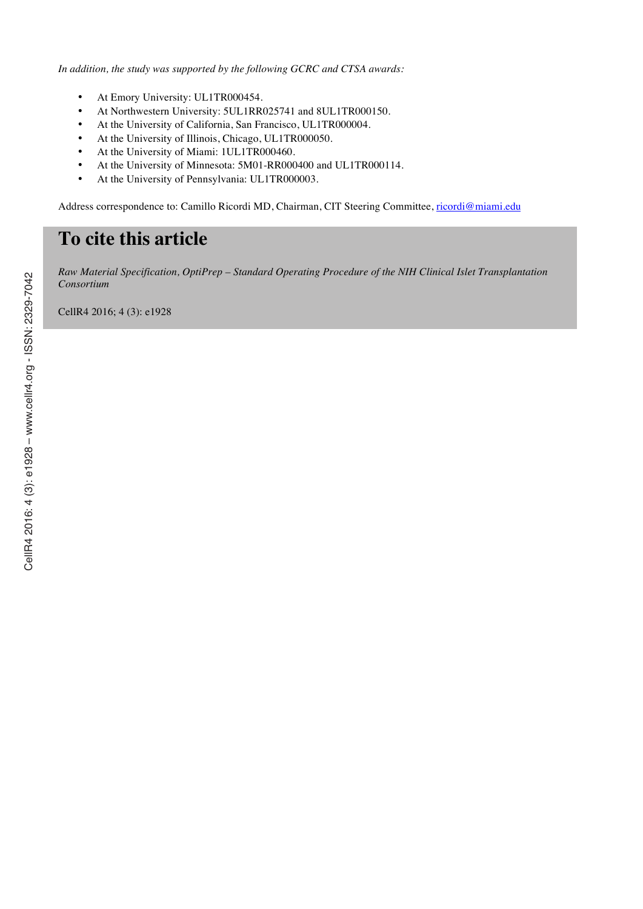*In addition, the study was supported by the following GCRC and CTSA awards:*

- At Emory University: UL1TR000454.
- At Northwestern University: 5UL1RR025741 and 8UL1TR000150.
- At the University of California, San Francisco, UL1TR000004.
- At the University of Illinois, Chicago, UL1TR000050.
- At the University of Miami: 1UL1TR000460.
- At the University of Minnesota: 5M01-RR000400 and UL1TR000114.
- At the University of Pennsylvania: UL1TR000003.

Address correspondence to: Camillo Ricordi MD, Chairman, CIT Steering Committee, ricordi@miami.edu

# To cite this article

*Raw Material Specification, OptiPrep – Standard Operating Procedure of the NIH Clinical Islet Transplantation Consortium*

CellR4 2016; 4 (3): e1928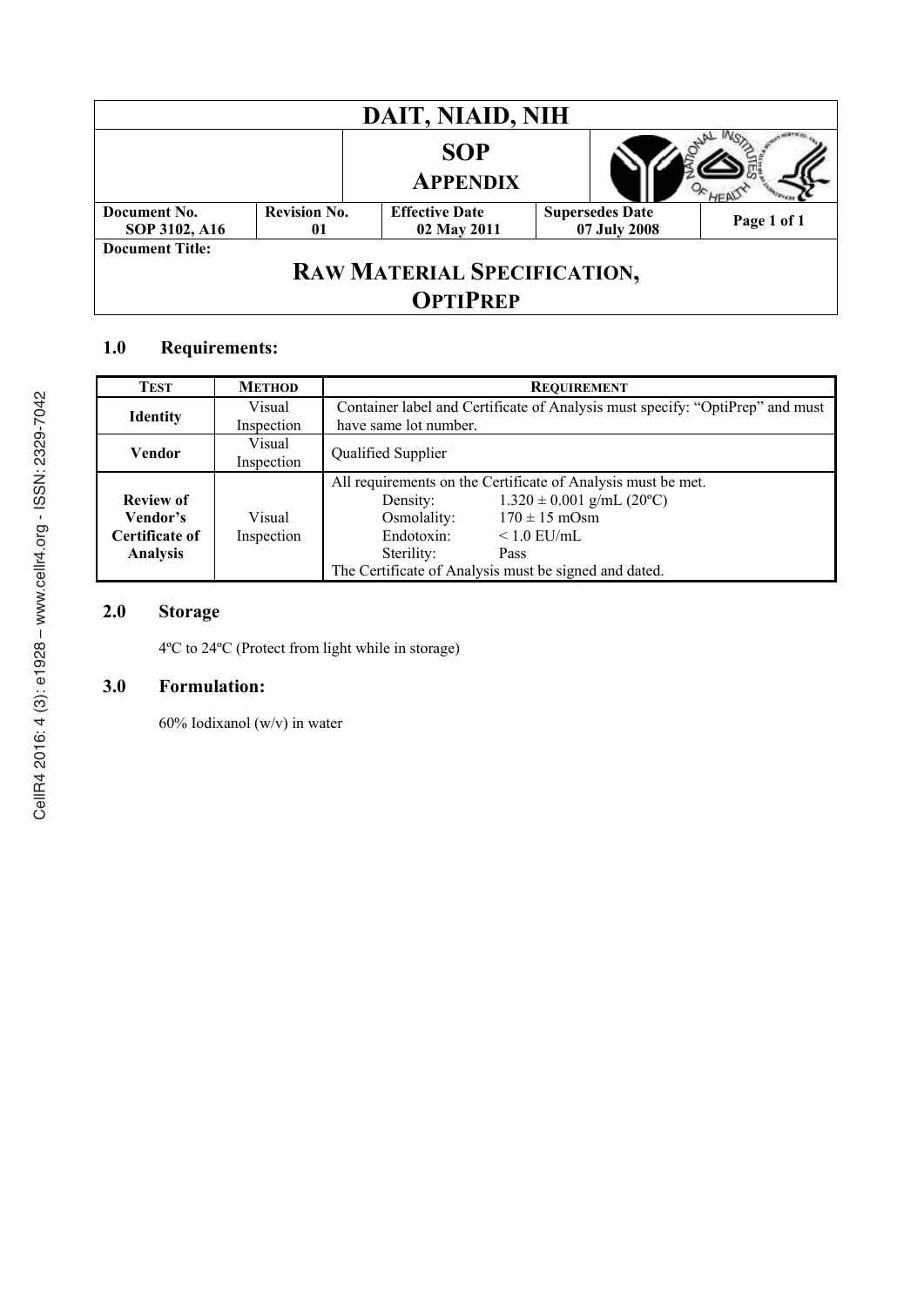| DAIT, NIAID, NIH | | | | |
|---|---|---|---|---|
| | SOP APPENDIX | | | |
| **Document No.** SOP 3102, A16 | **Revision No.** 01 | **Effective Date** 02 May 2011 | **Supersedes Date** 07 July 2008 | **Page 1 of 1** |
| **Document Title:** RAW MATERIAL SPECIFICATION, OPTIPREP | | | | |

## 1.0 Requirements:

| TEST | METHOD | REQUIREMENT |
|---|---|---|
| **Identity** | Visual Inspection | Container label and Certificate of Analysis must specify: "OptiPrep" and must have same lot number. |
| **Vendor** | Visual Inspection | Qualified Supplier |
| **Review of Vendor's Certificate of Analysis** | Visual Inspection | All requirements on the Certificate of Analysis must be met.<br>Density: 1.320 ± 0.001 g/mL (20ºC)<br>Osmolality: 170 ± 15 mOsm<br>Endotoxin: < 1.0 EU/mL<br>Sterility: Pass<br>The Certificate of Analysis must be signed and dated. |

## 2.0 Storage

4ºC to 24ºC (Protect from light while in storage)

## 3.0 Formulation:

60% Iodixanol (w/v) in water